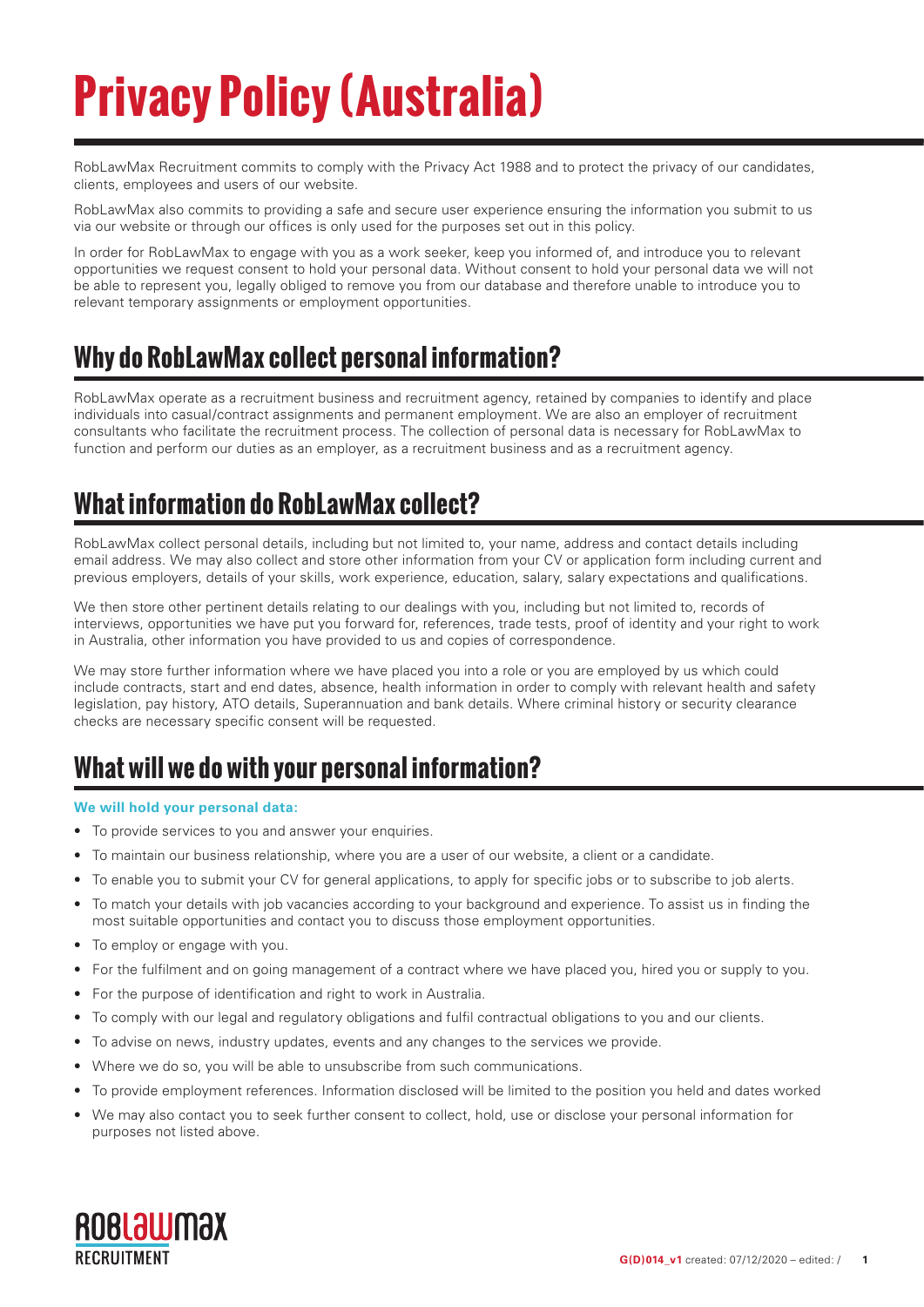# Privacy Policy (Australia)

RobLawMax Recruitment commits to comply with the Privacy Act 1988 and to protect the privacy of our candidates, clients, employees and users of our website.

RobLawMax also commits to providing a safe and secure user experience ensuring the information you submit to us via our website or through our offices is only used for the purposes set out in this policy.

In order for RobLawMax to engage with you as a work seeker, keep you informed of, and introduce you to relevant opportunities we request consent to hold your personal data. Without consent to hold your personal data we will not be able to represent you, legally obliged to remove you from our database and therefore unable to introduce you to relevant temporary assignments or employment opportunities.

## Why do RobLawMax collect personal information?

RobLawMax operate as a recruitment business and recruitment agency, retained by companies to identify and place individuals into casual/contract assignments and permanent employment. We are also an employer of recruitment consultants who facilitate the recruitment process. The collection of personal data is necessary for RobLawMax to function and perform our duties as an employer, as a recruitment business and as a recruitment agency.

## What information do RobLawMax collect?

RobLawMax collect personal details, including but not limited to, your name, address and contact details including email address. We may also collect and store other information from your CV or application form including current and previous employers, details of your skills, work experience, education, salary, salary expectations and qualifications.

We then store other pertinent details relating to our dealings with you, including but not limited to, records of interviews, opportunities we have put you forward for, references, trade tests, proof of identity and your right to work in Australia, other information you have provided to us and copies of correspondence.

We may store further information where we have placed you into a role or you are employed by us which could include contracts, start and end dates, absence, health information in order to comply with relevant health and safety legislation, pay history, ATO details, Superannuation and bank details. Where criminal history or security clearance checks are necessary specific consent will be requested.

## What will we do with your personal information?

**We will hold your personal data:**

- To provide services to you and answer your enquiries.
- To maintain our business relationship, where you are a user of our website, a client or a candidate.
- To enable you to submit your CV for general applications, to apply for specific jobs or to subscribe to job alerts.
- To match your details with job vacancies according to your background and experience. To assist us in finding the most suitable opportunities and contact you to discuss those employment opportunities.
- To employ or engage with you.
- For the fulfilment and on going management of a contract where we have placed you, hired you or supply to you.
- For the purpose of identification and right to work in Australia.
- To comply with our legal and regulatory obligations and fulfil contractual obligations to you and our clients.
- To advise on news, industry updates, events and any changes to the services we provide.
- Where we do so, you will be able to unsubscribe from such communications.
- To provide employment references. Information disclosed will be limited to the position you held and dates worked
- We may also contact you to seek further consent to collect, hold, use or disclose your personal information for purposes not listed above.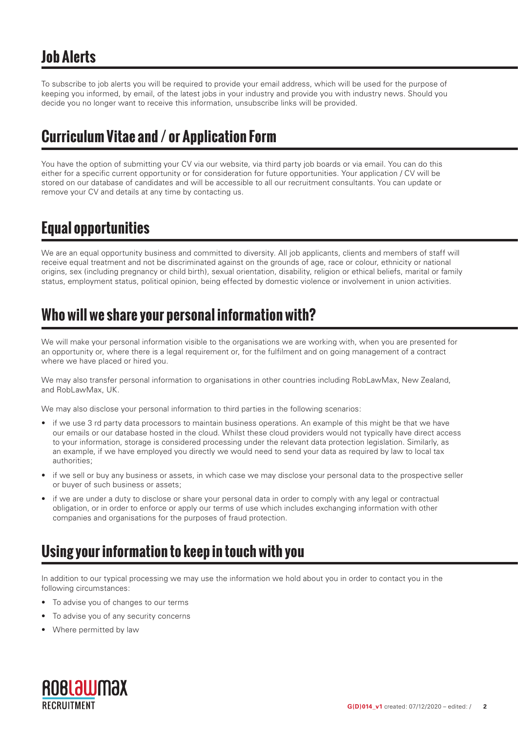## Job Alerts

To subscribe to job alerts you will be required to provide your email address, which will be used for the purpose of keeping you informed, by email, of the latest jobs in your industry and provide you with industry news. Should you decide you no longer want to receive this information, unsubscribe links will be provided.

## Curriculum Vitae and / or Application Form

You have the option of submitting your CV via our website, via third party job boards or via email. You can do this either for a specific current opportunity or for consideration for future opportunities. Your application / CV will be stored on our database of candidates and will be accessible to all our recruitment consultants. You can update or remove your CV and details at any time by contacting us.

## Equal opportunities

We are an equal opportunity business and committed to diversity. All job applicants, clients and members of staff will receive equal treatment and not be discriminated against on the grounds of age, race or colour, ethnicity or national origins, sex (including pregnancy or child birth), sexual orientation, disability, religion or ethical beliefs, marital or family status, employment status, political opinion, being effected by domestic violence or involvement in union activities.

## Who will we share your personal information with?

We will make your personal information visible to the organisations we are working with, when you are presented for an opportunity or, where there is a legal requirement or, for the fulfilment and on going management of a contract where we have placed or hired you.

We may also transfer personal information to organisations in other countries including RobLawMax, New Zealand, and RobLawMax, UK.

We may also disclose your personal information to third parties in the following scenarios:

- if we use 3 rd party data processors to maintain business operations. An example of this might be that we have our emails or our database hosted in the cloud. Whilst these cloud providers would not typically have direct access to your information, storage is considered processing under the relevant data protection legislation. Similarly, as an example, if we have employed you directly we would need to send your data as required by law to local tax authorities;
- if we sell or buy any business or assets, in which case we may disclose your personal data to the prospective seller or buyer of such business or assets;
- if we are under a duty to disclose or share your personal data in order to comply with any legal or contractual obligation, or in order to enforce or apply our terms of use which includes exchanging information with other companies and organisations for the purposes of fraud protection.

## Using your information to keep in touch with you

In addition to our typical processing we may use the information we hold about you in order to contact you in the following circumstances:

- To advise you of changes to our terms
- To advise you of any security concerns
- Where permitted by law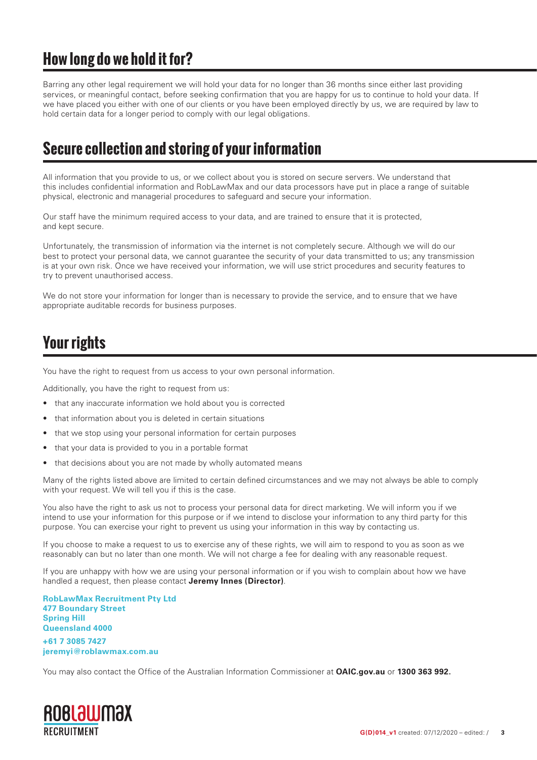## How long do we hold it for?

Barring any other legal requirement we will hold your data for no longer than 36 months since either last providing services, or meaningful contact, before seeking confirmation that you are happy for us to continue to hold your data. If we have placed you either with one of our clients or you have been employed directly by us, we are required by law to hold certain data for a longer period to comply with our legal obligations.

## Secure collection and storing of your information

All information that you provide to us, or we collect about you is stored on secure servers. We understand that this includes confidential information and RobLawMax and our data processors have put in place a range of suitable physical, electronic and managerial procedures to safeguard and secure your information.

Our staff have the minimum required access to your data, and are trained to ensure that it is protected, and kept secure.

Unfortunately, the transmission of information via the internet is not completely secure. Although we will do our best to protect your personal data, we cannot guarantee the security of your data transmitted to us; any transmission is at your own risk. Once we have received your information, we will use strict procedures and security features to try to prevent unauthorised access.

We do not store your information for longer than is necessary to provide the service, and to ensure that we have appropriate auditable records for business purposes.

## Your rights

You have the right to request from us access to your own personal information.

Additionally, you have the right to request from us:

- that any inaccurate information we hold about you is corrected
- that information about you is deleted in certain situations
- that we stop using your personal information for certain purposes
- that your data is provided to you in a portable format
- that decisions about you are not made by wholly automated means

Many of the rights listed above are limited to certain defined circumstances and we may not always be able to comply with your request. We will tell you if this is the case.

You also have the right to ask us not to process your personal data for direct marketing. We will inform you if we intend to use your information for this purpose or if we intend to disclose your information to any third party for this purpose. You can exercise your right to prevent us using your information in this way by contacting us.

If you choose to make a request to us to exercise any of these rights, we will aim to respond to you as soon as we reasonably can but no later than one month. We will not charge a fee for dealing with any reasonable request.

If you are unhappy with how we are using your personal information or if you wish to complain about how we have handled a request, then please contact **Jeremy Innes (Director)**.

**RobLawMax Recruitment Pty Ltd**
**477 Boundary Street**
**Spring Hill**
**Queensland 4000**

**+61 7 3085 7427**
**jeremyi@roblawmax.com.au**

You may also contact the Office of the Australian Information Commissioner at **OAIC.gov.au** or **1300 363 992.**

RobLawMax RECRUITMENT

**G(D)014_v1** created: 07/12/2020 – edited: /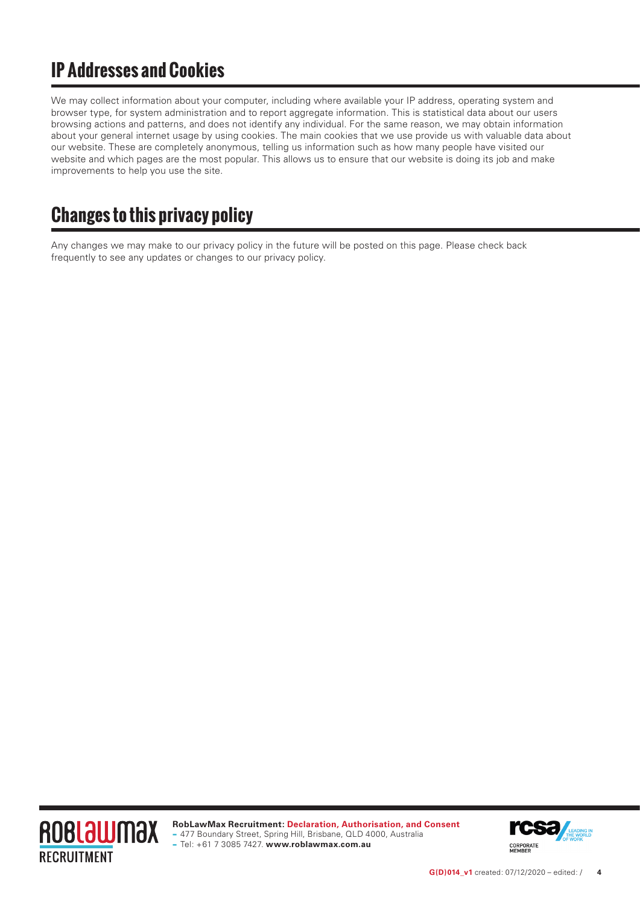## IP Addresses and Cookies

We may collect information about your computer, including where available your IP address, operating system and browser type, for system administration and to report aggregate information. This is statistical data about our users browsing actions and patterns, and does not identify any individual. For the same reason, we may obtain information about your general internet usage by using cookies. The main cookies that we use provide us with valuable data about our website. These are completely anonymous, telling us information such as how many people have visited our website and which pages are the most popular. This allows us to ensure that our website is doing its job and make improvements to help you use the site.

## Changes to this privacy policy

Any changes we may make to our privacy policy in the future will be posted on this page. Please check back frequently to see any updates or changes to our privacy policy.